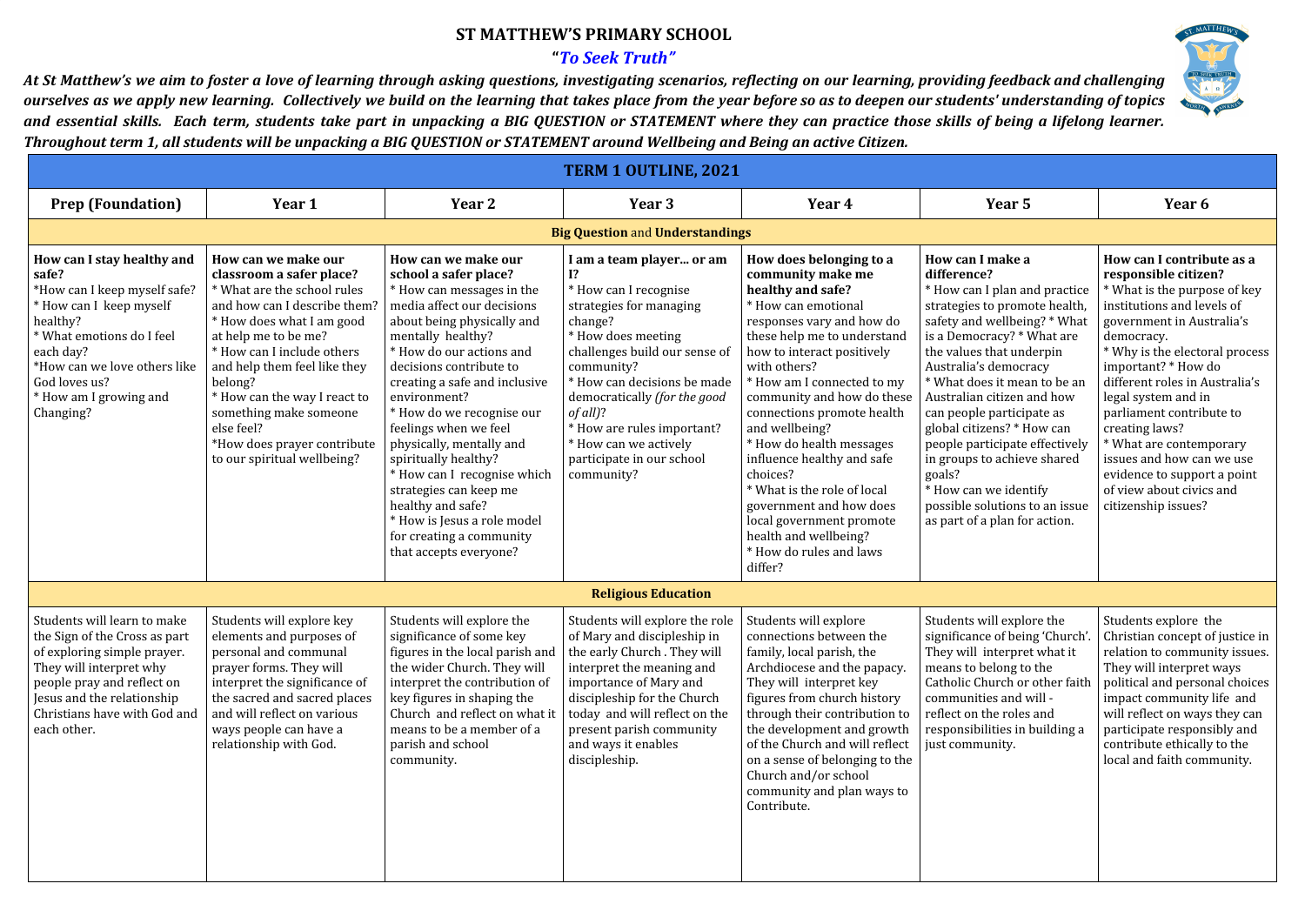# ST MATTHEW'S PRIMARY SCHOOL

### *"To Seek Truth"*

***At St Matthew's we aim to foster a love of learning through asking questions, investigating scenarios, reflecting on our learning, providing feedback and challenging ourselves as we apply new learning. Collectively we build on the learning that takes place from the year before so as to deepen our students' understanding of topics and essential skills. Each term, students take part in unpacking a BIG QUESTION or STATEMENT where they can practice those skills of being a lifelong learner. Throughout term 1, all students will be unpacking a BIG QUESTION or STATEMENT around Wellbeing and Being an active Citizen.***

## TERM 1 OUTLINE, 2021

| Prep (Foundation) | Year 1 | Year 2 | Year 3 | Year 4 | Year 5 | Year 6 |
|---|---|---|---|---|---|---|
| **Big Question** and **Understandings** | | | | | | |
| **How can I stay healthy and safe?**<br>*How can I keep myself safe?<br>* How can I keep myself healthy?<br>* What emotions do I feel each day?<br>*How can we love others like God loves us?<br>* How am I growing and Changing? | **How can we make our classroom a safer place?**<br>* What are the school rules and how can I describe them?<br>* How does what I am good at help me to be me?<br>* How can I include others and help them feel like they belong?<br>* How can the way I react to something make someone else feel?<br>*How does prayer contribute to our spiritual wellbeing? | **How can we make our school a safer place?**<br>* How can messages in the media affect our decisions about being physically and mentally healthy?<br>* How do our actions and decisions contribute to creating a safe and inclusive environment?<br>* How do we recognise our feelings when we feel physically, mentally and spiritually healthy?<br>* How can I recognise which strategies can keep me healthy and safe?<br>* How is Jesus a role model for creating a community that accepts everyone? | **I am a team player... or am I?**<br>* How can I recognise strategies for managing change?<br>* How does meeting challenges build our sense of community?<br>* How can decisions be made democratically *(for the good of all)*?<br>* How are rules important?<br>* How can we actively participate in our school community? | **How does belonging to a community make me healthy and safe?**<br>* How can emotional responses vary and how do these help me to understand how to interact positively with others?<br>* How am I connected to my community and how do these connections promote health and wellbeing?<br>* How do health messages influence healthy and safe choices?<br>* What is the role of local government and how does local government promote health and wellbeing?<br>* How do rules and laws differ? | **How can I make a difference?**<br>* How can I plan and practice strategies to promote health, safety and wellbeing? * What is a Democracy? * What are the values that underpin Australia's democracy<br>* What does it mean to be an Australian citizen and how can people participate as global citizens? * How can people participate effectively in groups to achieve shared goals?<br>* How can we identify possible solutions to an issue as part of a plan for action. | **How can I contribute as a responsible citizen?**<br>* What is the purpose of key institutions and levels of government in Australia's democracy.<br>* Why is the electoral process important? * How do different roles in Australia's legal system and in parliament contribute to creating laws?<br>* What are contemporary issues and how can we use evidence to support a point of view about civics and citizenship issues? |
| **Religious Education** | | | | | | |
| Students will learn to make the Sign of the Cross as part of exploring simple prayer. They will interpret why people pray and reflect on Jesus and the relationship Christians have with God and each other. | Students will explore key elements and purposes of personal and communal prayer forms. They will interpret the significance of the sacred and sacred places and will reflect on various ways people can have a relationship with God. | Students will explore the significance of some key figures in the local parish and the wider Church. They will interpret the contribution of key figures in shaping the Church and reflect on what it means to be a member of a parish and school community. | Students will explore the role of Mary and discipleship in the early Church . They will interpret the meaning and importance of Mary and discipleship for the Church today and will reflect on the present parish community and ways it enables discipleship. | Students will explore connections between the family, local parish, the Archdiocese and the papacy. They will interpret key figures from church history through their contribution to the development and growth of the Church and will reflect on a sense of belonging to the Church and/or school community and plan ways to Contribute. | Students will explore the significance of being 'Church'. They will interpret what it means to belong to the Catholic Church or other faith communities and will - reflect on the roles and responsibilities in building a just community. | Students explore the Christian concept of justice in relation to community issues. They will interpret ways political and personal choices impact community life and will reflect on ways they can participate responsibly and contribute ethically to the local and faith community. |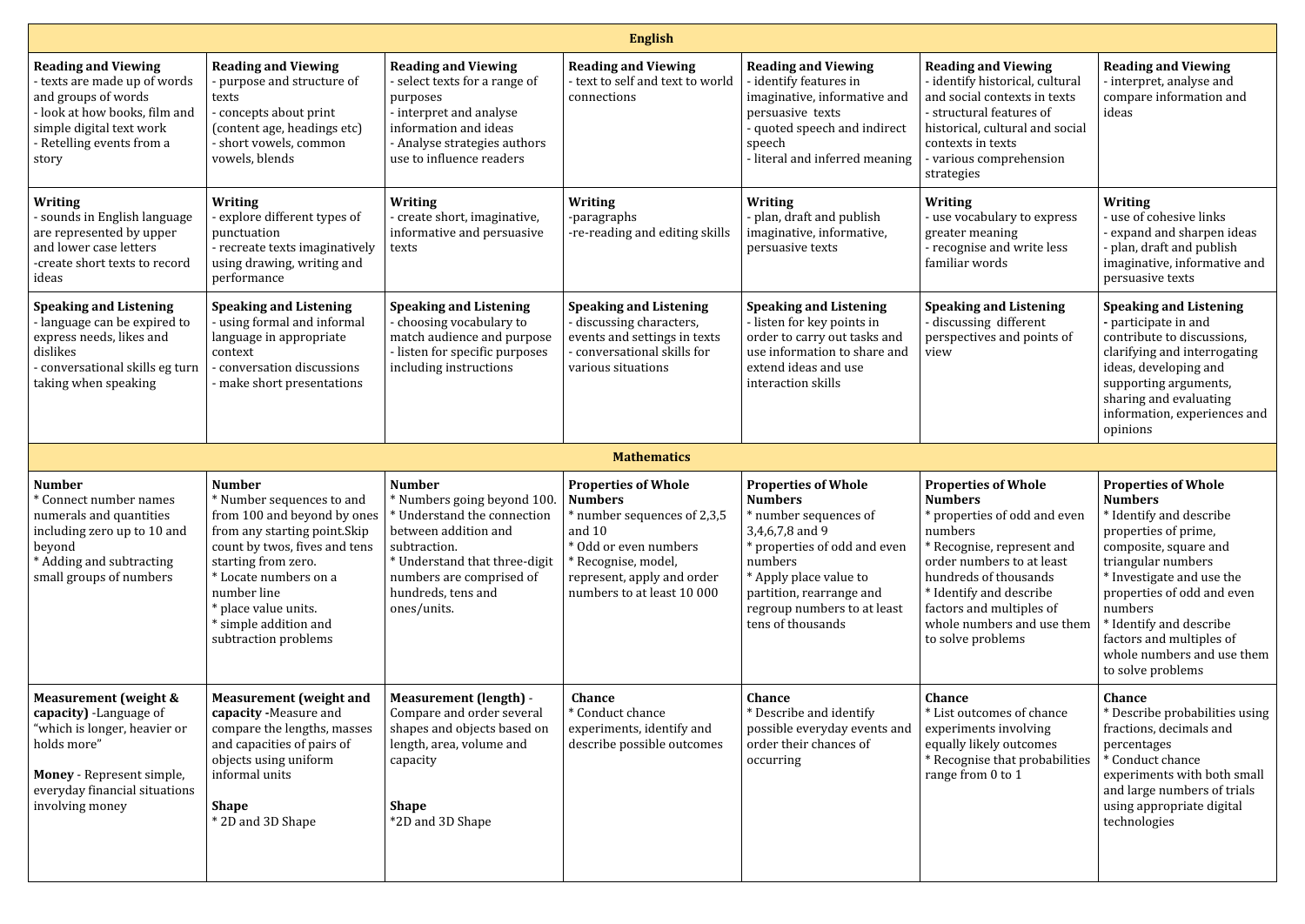| English | | | | | | |
|---|---|---|---|---|---|---|
| **Reading and Viewing**<br>- texts are made up of words and groups of words<br>- look at how books, film and simple digital text work<br>- Retelling events from a story | **Reading and Viewing**<br>- purpose and structure of texts<br>- concepts about print (content age, headings etc)<br>- short vowels, common vowels, blends | **Reading and Viewing**<br>- select texts for a range of purposes<br>- interpret and analyse information and ideas<br>- Analyse strategies authors use to influence readers | **Reading and Viewing**<br>- text to self and text to world connections | **Reading and Viewing**<br>- identify features in imaginative, informative and persuasive texts<br>- quoted speech and indirect speech<br>- literal and inferred meaning | **Reading and Viewing**<br>- identify historical, cultural and social contexts in texts<br>- structural features of historical, cultural and social contexts in texts<br>- various comprehension strategies | **Reading and Viewing**<br>- interpret, analyse and compare information and ideas |
| **Writing**<br>- sounds in English language are represented by upper and lower case letters<br>-create short texts to record ideas | **Writing**<br>- explore different types of punctuation<br>- recreate texts imaginatively using drawing, writing and performance | **Writing**<br>- create short, imaginative, informative and persuasive texts | **Writing**<br>-paragraphs<br>-re-reading and editing skills | **Writing**<br>- plan, draft and publish imaginative, informative, persuasive texts | **Writing**<br>- use vocabulary to express greater meaning<br>- recognise and write less familiar words | **Writing**<br>- use of cohesive links<br>- expand and sharpen ideas<br>- plan, draft and publish imaginative, informative and persuasive texts |
| **Speaking and Listening**<br>- language can be expired to express needs, likes and dislikes<br>- conversational skills eg turn taking when speaking | **Speaking and Listening**<br>- using formal and informal language in appropriate context<br>- conversation discussions<br>- make short presentations | **Speaking and Listening**<br>- choosing vocabulary to match audience and purpose<br>- listen for specific purposes including instructions | **Speaking and Listening**<br>- discussing characters, events and settings in texts<br>- conversational skills for various situations | **Speaking and Listening**<br>- listen for key points in order to carry out tasks and use information to share and extend ideas and use interaction skills | **Speaking and Listening**<br>- discussing different perspectives and points of view | **Speaking and Listening**<br>- participate in and contribute to discussions, clarifying and interrogating ideas, developing and supporting arguments, sharing and evaluating information, experiences and opinions |
| **Mathematics** | | | | | | |
| **Number**<br>* Connect number names numerals and quantities including zero up to 10 and beyond<br>* Adding and subtracting small groups of numbers | **Number**<br>* Number sequences to and from 100 and beyond by ones from any starting point.Skip count by twos, fives and tens starting from zero.<br>* Locate numbers on a number line<br>* place value units.<br>* simple addition and subtraction problems | **Number**<br>* Numbers going beyond 100.<br>* Understand the connection between addition and subtraction.<br>* Understand that three-digit numbers are comprised of hundreds, tens and ones/units. | **Properties of Whole Numbers**<br>* number sequences of 2,3,5 and 10<br>* Odd or even numbers<br>* Recognise, model, represent, apply and order numbers to at least 10 000 | **Properties of Whole Numbers**<br>* number sequences of 3,4,6,7,8 and 9<br>* properties of odd and even numbers<br>* Apply place value to partition, rearrange and regroup numbers to at least tens of thousands | **Properties of Whole Numbers**<br>* properties of odd and even numbers<br>* Recognise, represent and order numbers to at least hundreds of thousands<br>* Identify and describe factors and multiples of whole numbers and use them to solve problems | **Properties of Whole Numbers**<br>* Identify and describe properties of prime, composite, square and triangular numbers<br>* Investigate and use the properties of odd and even numbers<br>* Identify and describe factors and multiples of whole numbers and use them to solve problems |
| **Measurement (weight & capacity)** -Language of "which is longer, heavier or holds more"<br><br>**Money** - Represent simple, everyday financial situations involving money | **Measurement (weight and capacity** -Measure and compare the lengths, masses and capacities of pairs of objects using uniform informal units<br><br>**Shape**<br>* 2D and 3D Shape | **Measurement (length)** - Compare and order several shapes and objects based on length, area, volume and capacity<br><br>**Shape**<br>*2D and 3D Shape | **Chance**<br>* Conduct chance experiments, identify and describe possible outcomes | **Chance**<br>* Describe and identify possible everyday events and order their chances of occurring | **Chance**<br>* List outcomes of chance experiments involving equally likely outcomes<br>* Recognise that probabilities range from 0 to 1 | **Chance**<br>* Describe probabilities using fractions, decimals and percentages<br>* Conduct chance experiments with both small and large numbers of trials using appropriate digital technologies |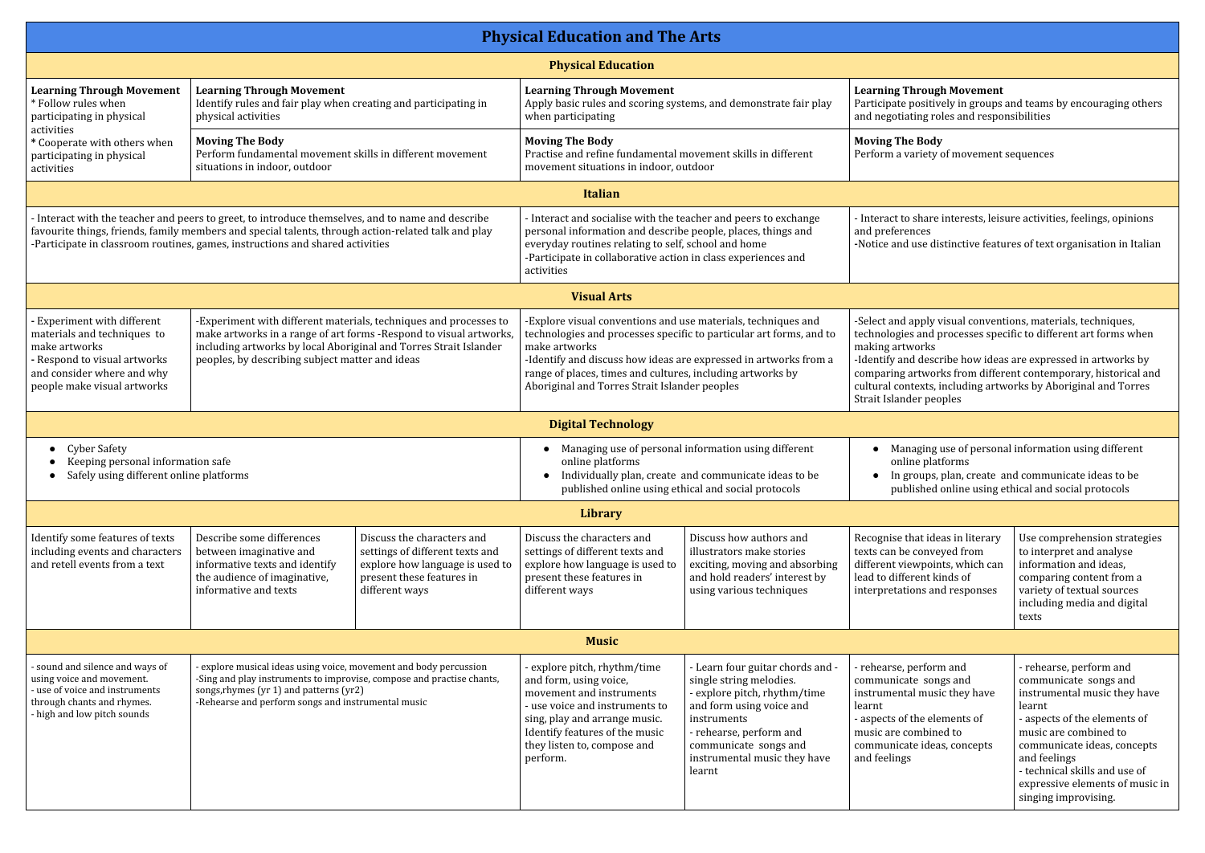# Physical Education and The Arts

## Physical Education

| | | | | | | |
|---|---|---|---|---|---|---|
| **Learning Through Movement**<br>* Follow rules when participating in physical activities<br>* Cooperate with others when participating in physical activities | **Learning Through Movement**<br>Identify rules and fair play when creating and participating in physical activities<br><br>**Moving The Body**<br>Perform fundamental movement skills in different movement situations in indoor, outdoor | | **Learning Through Movement**<br>Apply basic rules and scoring systems, and demonstrate fair play when participating<br><br>**Moving The Body**<br>Practise and refine fundamental movement skills in different movement situations in indoor, outdoor | | **Learning Through Movement**<br>Participate positively in groups and teams by encouraging others and negotiating roles and responsibilities<br><br>**Moving The Body**<br>Perform a variety of movement sequences | |

## Italian

| | | |
|---|---|---|
| - Interact with the teacher and peers to greet, to introduce themselves, and to name and describe favourite things, friends, family members and special talents, through action-related talk and play<br>-Participate in classroom routines, games, instructions and shared activities | - Interact and socialise with the teacher and peers to exchange personal information and describe people, places, things and everyday routines relating to self, school and home<br>-Participate in collaborative action in class experiences and activities | - Interact to share interests, leisure activities, feelings, opinions and preferences<br>-Notice and use distinctive features of text organisation in Italian |

## Visual Arts

| | | | |
|---|---|---|---|
| - Experiment with different materials and techniques to make artworks<br>- Respond to visual artworks and consider where and why people make visual artworks | -Experiment with different materials, techniques and processes to make artworks in a range of art forms -Respond to visual artworks, including artworks by local Aboriginal and Torres Strait Islander peoples, by describing subject matter and ideas | -Explore visual conventions and use materials, techniques and technologies and processes specific to particular art forms, and to make artworks<br>-Identify and discuss how ideas are expressed in artworks from a range of places, times and cultures, including artworks by Aboriginal and Torres Strait Islander peoples | -Select and apply visual conventions, materials, techniques, technologies and processes specific to different art forms when making artworks<br>-Identify and describe how ideas are expressed in artworks by comparing artworks from different contemporary, historical and cultural contexts, including artworks by Aboriginal and Torres Strait Islander peoples |

## Digital Technology

| | | |
|---|---|---|
| • Cyber Safety<br>• Keeping personal information safe<br>• Safely using different online platforms | • Managing use of personal information using different online platforms<br>• Individually plan, create and communicate ideas to be published online using ethical and social protocols | • Managing use of personal information using different online platforms<br>• In groups, plan, create and communicate ideas to be published online using ethical and social protocols |

## Library

| | | | | | | |
|---|---|---|---|---|---|---|
| Identify some features of texts including events and characters and retell events from a text | Describe some differences between imaginative and informative texts and identify the audience of imaginative, informative and texts | Discuss the characters and settings of different texts and explore how language is used to present these features in different ways | Discuss the characters and settings of different texts and explore how language is used to present these features in different ways | Discuss how authors and illustrators make stories exciting, moving and absorbing and hold readers' interest by using various techniques | Recognise that ideas in literary texts can be conveyed from different viewpoints, which can lead to different kinds of interpretations and responses | Use comprehension strategies to interpret and analyse information and ideas, comparing content from a variety of textual sources including media and digital texts |

## Music

| | | | | | |
|---|---|---|---|---|---|
| - sound and silence and ways of using voice and movement.<br>- use of voice and instruments through chants and rhymes.<br>- high and low pitch sounds | - explore musical ideas using voice, movement and body percussion<br>-Sing and play instruments to improvise, compose and practise chants, songs,rhymes (yr 1) and patterns (yr2)<br>-Rehearse and perform songs and instrumental music | - explore pitch, rhythm/time and form, using voice, movement and instruments<br>- use voice and instruments to sing, play and arrange music. Identify features of the music they listen to, compose and perform. | - Learn four guitar chords and - single string melodies.<br>- explore pitch, rhythm/time and form using voice and instruments<br>- rehearse, perform and communicate songs and instrumental music they have learnt | - rehearse, perform and communicate songs and instrumental music they have learnt<br>- aspects of the elements of music are combined to communicate ideas, concepts and feelings | - rehearse, perform and communicate songs and instrumental music they have learnt<br>- aspects of the elements of music are combined to communicate ideas, concepts and feelings<br>- technical skills and use of expressive elements of music in singing improvising. |